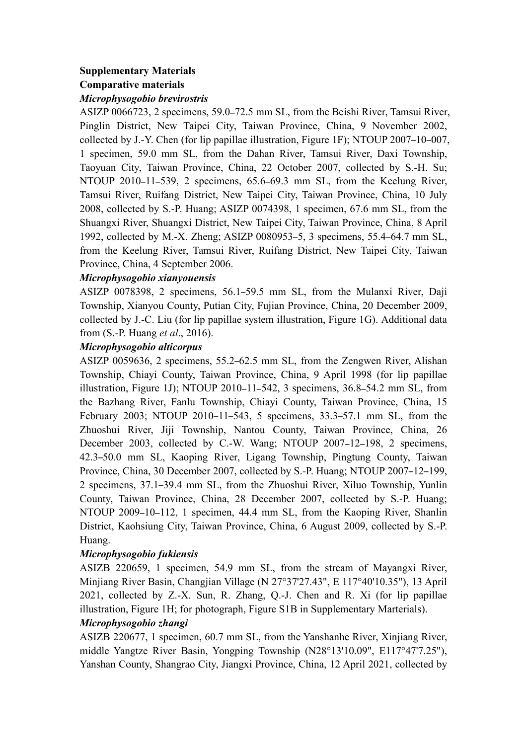**Supplementary Materials**

**Comparative materials**

***Microphysogobio brevirostris***

ASIZP 0066723, 2 specimens, 59.0–72.5 mm SL, from the Beishi River, Tamsui River, Pinglin District, New Taipei City, Taiwan Province, China, 9 November 2002, collected by J.-Y. Chen (for lip papillae illustration, Figure 1F); NTOUP 2007–10–007, 1 specimen, 59.0 mm SL, from the Dahan River, Tamsui River, Daxi Township, Taoyuan City, Taiwan Province, China, 22 October 2007, collected by S.-H. Su; NTOUP 2010–11–539, 2 specimens, 65.6–69.3 mm SL, from the Keelung River, Tamsui River, Ruifang District, New Taipei City, Taiwan Province, China, 10 July 2008, collected by S.-P. Huang; ASIZP 0074398, 1 specimen, 67.6 mm SL, from the Shuangxi River, Shuangxi District, New Taipei City, Taiwan Province, China, 8 April 1992, collected by M.-X. Zheng; ASIZP 0080953–5, 3 specimens, 55.4–64.7 mm SL, from the Keelung River, Tamsui River, Ruifang District, New Taipei City, Taiwan Province, China, 4 September 2006.

***Microphysogobio xianyouensis***

ASIZP 0078398, 2 specimens, 56.1–59.5 mm SL, from the Mulanxi River, Daji Township, Xianyou County, Putian City, Fujian Province, China, 20 December 2009, collected by J.-C. Liu (for lip papillae system illustration, Figure 1G). Additional data from (S.-P. Huang *et al*., 2016).

***Microphysogobio alticorpus***

ASIZP 0059636, 2 specimens, 55.2–62.5 mm SL, from the Zengwen River, Alishan Township, Chiayi County, Taiwan Province, China, 9 April 1998 (for lip papillae illustration, Figure 1J); NTOUP 2010–11–542, 3 specimens, 36.8–54.2 mm SL, from the Bazhang River, Fanlu Township, Chiayi County, Taiwan Province, China, 15 February 2003; NTOUP 2010–11–543, 5 specimens, 33.3–57.1 mm SL, from the Zhuoshui River, Jiji Township, Nantou County, Taiwan Province, China, 26 December 2003, collected by C.-W. Wang; NTOUP 2007–12–198, 2 specimens, 42.3–50.0 mm SL, Kaoping River, Ligang Township, Pingtung County, Taiwan Province, China, 30 December 2007, collected by S.-P. Huang; NTOUP 2007–12–199, 2 specimens, 37.1–39.4 mm SL, from the Zhuoshui River, Xiluo Township, Yunlin County, Taiwan Province, China, 28 December 2007, collected by S.-P. Huang; NTOUP 2009–10–112, 1 specimen, 44.4 mm SL, from the Kaoping River, Shanlin District, Kaohsiung City, Taiwan Province, China, 6 August 2009, collected by S.-P. Huang.

***Microphysogobio fukiensis***

ASIZB 220659, 1 specimen, 54.9 mm SL, from the stream of Mayangxi River, Minjiang River Basin, Changjian Village (N 27°37'27.43", E 117°40'10.35"), 13 April 2021, collected by Z.-X. Sun, R. Zhang, Q.-J. Chen and R. Xi (for lip papillae illustration, Figure 1H; for photograph, Figure S1B in Supplementary Marterials).

***Microphysogobio zhangi***

ASIZB 220677, 1 specimen, 60.7 mm SL, from the Yanshanhe River, Xinjiang River, middle Yangtze River Basin, Yongping Township (N28°13'10.09", E117°47'7.25"), Yanshan County, Shangrao City, Jiangxi Province, China, 12 April 2021, collected by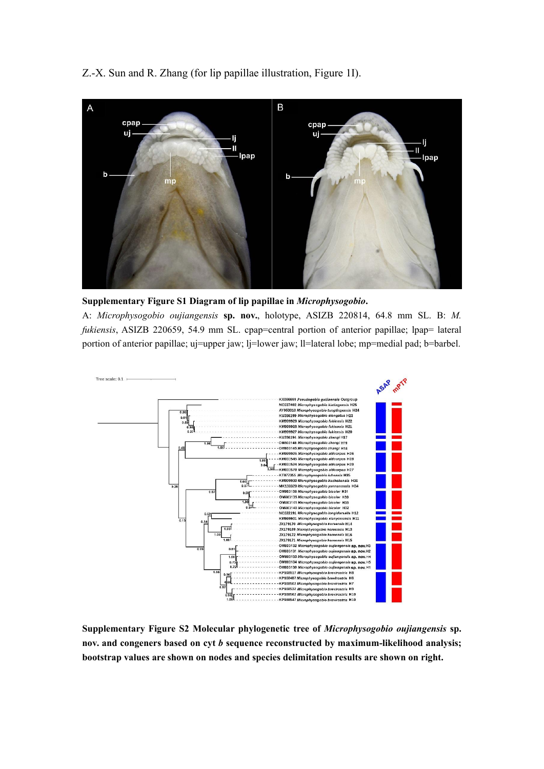Z.-X. Sun and R. Zhang (for lip papillae illustration, Figure 1I).

**Supplementary Figure S1 Diagram of lip papillae in *Microphysogobio*.**

A: *Microphysogobio oujiangensis* **sp. nov.**, holotype, ASIZB 220814, 64.8 mm SL. B: *M. fukiensis*, ASIZB 220659, 54.9 mm SL. cpap=central portion of anterior papillae; lpap= lateral portion of anterior papillae; uj=upper jaw; lj=lower jaw; ll=lateral lobe; mp=medial pad; b=barbel.

**Supplementary Figure S2 Molecular phylogenetic tree of *Microphysogobio oujiangensis* sp. nov. and congeners based on cyt *b* sequence reconstructed by maximum-likelihood analysis; bootstrap values are shown on nodes and species delimitation results are shown on right.**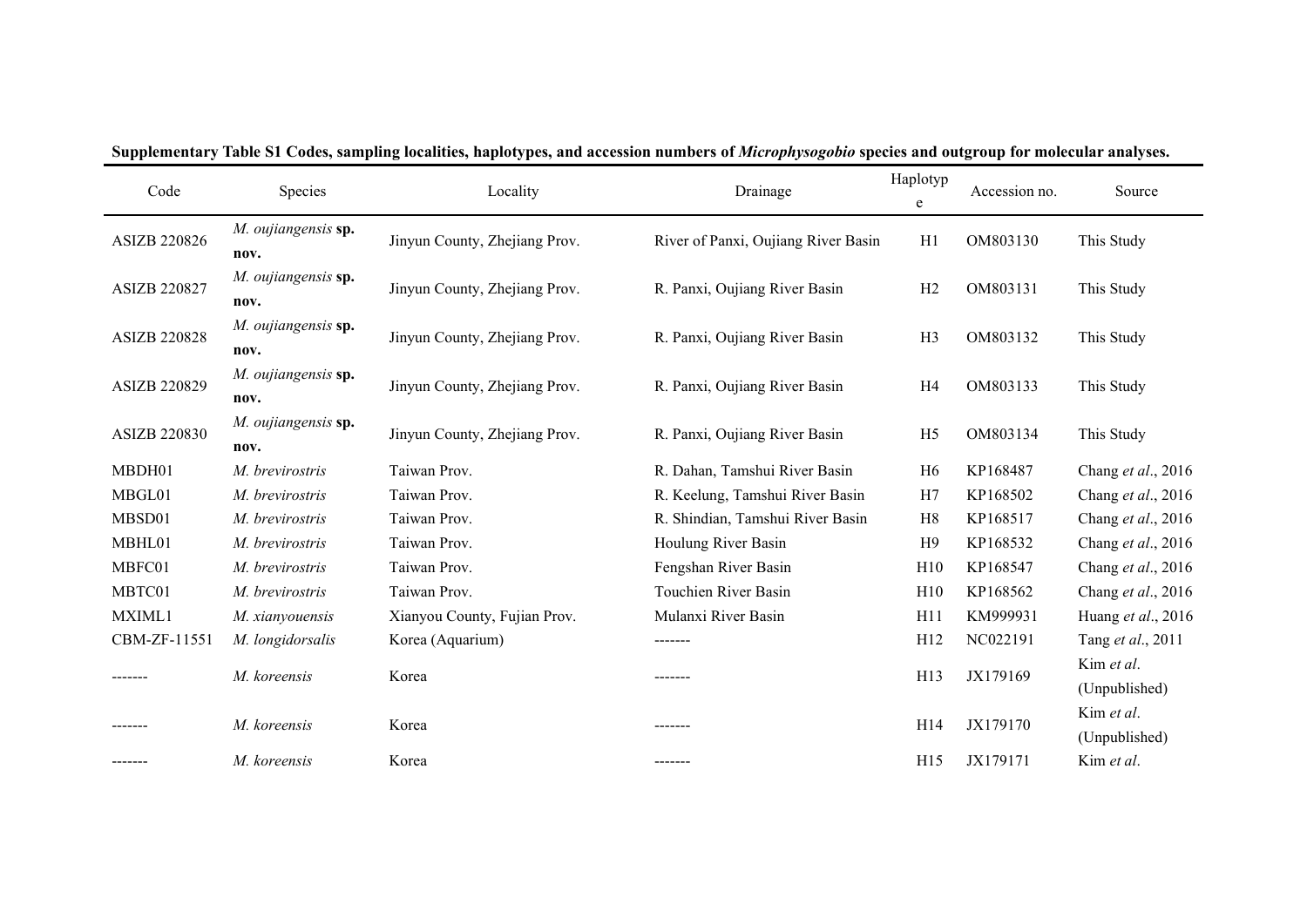**Supplementary Table S1 Codes, sampling localities, haplotypes, and accession numbers of *Microphysogobio* species and outgroup for molecular analyses.**

| Code | Species | Locality | Drainage | Haplotype | Accession no. | Source |
|---|---|---|---|---|---|---|
| ASIZB 220826 | *M. oujiangensis* **sp. nov.** | Jinyun County, Zhejiang Prov. | River of Panxi, Oujiang River Basin | H1 | OM803130 | This Study |
| ASIZB 220827 | *M. oujiangensis* **sp. nov.** | Jinyun County, Zhejiang Prov. | R. Panxi, Oujiang River Basin | H2 | OM803131 | This Study |
| ASIZB 220828 | *M. oujiangensis* **sp. nov.** | Jinyun County, Zhejiang Prov. | R. Panxi, Oujiang River Basin | H3 | OM803132 | This Study |
| ASIZB 220829 | *M. oujiangensis* **sp. nov.** | Jinyun County, Zhejiang Prov. | R. Panxi, Oujiang River Basin | H4 | OM803133 | This Study |
| ASIZB 220830 | *M. oujiangensis* **sp. nov.** | Jinyun County, Zhejiang Prov. | R. Panxi, Oujiang River Basin | H5 | OM803134 | This Study |
| MBDH01 | *M. brevirostris* | Taiwan Prov. | R. Dahan, Tamshui River Basin | H6 | KP168487 | Chang *et al*., 2016 |
| MBGL01 | *M. brevirostris* | Taiwan Prov. | R. Keelung, Tamshui River Basin | H7 | KP168502 | Chang *et al*., 2016 |
| MBSD01 | *M. brevirostris* | Taiwan Prov. | R. Shindian, Tamshui River Basin | H8 | KP168517 | Chang *et al*., 2016 |
| MBHL01 | *M. brevirostris* | Taiwan Prov. | Houlung River Basin | H9 | KP168532 | Chang *et al*., 2016 |
| MBFC01 | *M. brevirostris* | Taiwan Prov. | Fengshan River Basin | H10 | KP168547 | Chang *et al*., 2016 |
| MBTC01 | *M. brevirostris* | Taiwan Prov. | Touchien River Basin | H10 | KP168562 | Chang *et al*., 2016 |
| MXIML1 | *M. xianyouensis* | Xianyou County, Fujian Prov. | Mulanxi River Basin | H11 | KM999931 | Huang *et al*., 2016 |
| CBM-ZF-11551 | *M. longidorsalis* | Korea (Aquarium) | ------- | H12 | NC022191 | Tang *et al*., 2011 |
| ------- | *M. koreensis* | Korea | ------- | H13 | JX179169 | Kim *et al*. (Unpublished) |
| ------- | *M. koreensis* | Korea | ------- | H14 | JX179170 | Kim *et al*. (Unpublished) |
| ------- | *M. koreensis* | Korea | ------- | H15 | JX179171 | Kim *et al*. |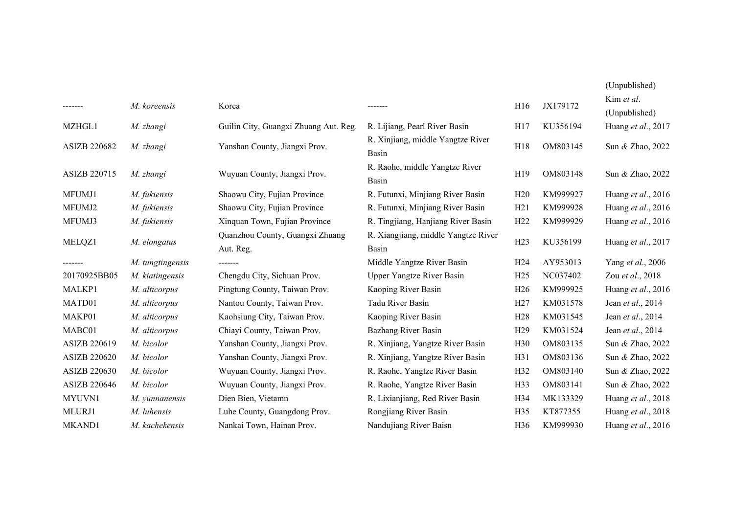| | | | | | | |
|---|---|---|---|---|---|---|
| | | | | | | (Unpublished) |
| ------- | *M. koreensis* | Korea | ------- | H16 | JX179172 | Kim *et al*. (Unpublished) |
| MZHGL1 | *M. zhangi* | Guilin City, Guangxi Zhuang Aut. Reg. | R. Lijiang, Pearl River Basin | H17 | KU356194 | Huang *et al*., 2017 |
| ASIZB 220682 | *M. zhangi* | Yanshan County, Jiangxi Prov. | R. Xinjiang, middle Yangtze River Basin | H18 | OM803145 | Sun *&* Zhao, 2022 |
| ASIZB 220715 | *M. zhangi* | Wuyuan County, Jiangxi Prov. | R. Raohe, middle Yangtze River Basin | H19 | OM803148 | Sun *&* Zhao, 2022 |
| MFUMJ1 | *M. fukiensis* | Shaowu City, Fujian Province | R. Futunxi, Minjiang River Basin | H20 | KM999927 | Huang *et al*., 2016 |
| MFUMJ2 | *M. fukiensis* | Shaowu City, Fujian Province | R. Futunxi, Minjiang River Basin | H21 | KM999928 | Huang *et al*., 2016 |
| MFUMJ3 | *M. fukiensis* | Xinquan Town, Fujian Province | R. Tingjiang, Hanjiang River Basin | H22 | KM999929 | Huang *et al*., 2016 |
| MELQZ1 | *M. elongatus* | Quanzhou County, Guangxi Zhuang Aut. Reg. | R. Xiangjiang, middle Yangtze River Basin | H23 | KU356199 | Huang *et al*., 2017 |
| ------- | *M. tungtingensis* | ------- | Middle Yangtze River Basin | H24 | AY953013 | Yang *et al*., 2006 |
| 20170925BB05 | *M. kiatingensis* | Chengdu City, Sichuan Prov. | Upper Yangtze River Basin | H25 | NC037402 | Zou *et al*., 2018 |
| MALKP1 | *M. alticorpus* | Pingtung County, Taiwan Prov. | Kaoping River Basin | H26 | KM999925 | Huang *et al*., 2016 |
| MATD01 | *M. alticorpus* | Nantou County, Taiwan Prov. | Tadu River Basin | H27 | KM031578 | Jean *et al*., 2014 |
| MAKP01 | *M. alticorpus* | Kaohsiung City, Taiwan Prov. | Kaoping River Basin | H28 | KM031545 | Jean *et al*., 2014 |
| MABC01 | *M. alticorpus* | Chiayi County, Taiwan Prov. | Bazhang River Basin | H29 | KM031524 | Jean *et al*., 2014 |
| ASIZB 220619 | *M. bicolor* | Yanshan County, Jiangxi Prov. | R. Xinjiang, Yangtze River Basin | H30 | OM803135 | Sun *&* Zhao, 2022 |
| ASIZB 220620 | *M. bicolor* | Yanshan County, Jiangxi Prov. | R. Xinjiang, Yangtze River Basin | H31 | OM803136 | Sun *&* Zhao, 2022 |
| ASIZB 220630 | *M. bicolor* | Wuyuan County, Jiangxi Prov. | R. Raohe, Yangtze River Basin | H32 | OM803140 | Sun *&* Zhao, 2022 |
| ASIZB 220646 | *M. bicolor* | Wuyuan County, Jiangxi Prov. | R. Raohe, Yangtze River Basin | H33 | OM803141 | Sun *&* Zhao, 2022 |
| MYUVN1 | *M. yunnanensis* | Dien Bien, Vietamn | R. Lixianjiang, Red River Basin | H34 | MK133329 | Huang *et al*., 2018 |
| MLURJ1 | *M. luhensis* | Luhe County, Guangdong Prov. | Rongjiang River Basin | H35 | KT877355 | Huang *et al*., 2018 |
| MKAND1 | *M. kachekensis* | Nankai Town, Hainan Prov. | Nandujiang River Baisn | H36 | KM999930 | Huang *et al*., 2016 |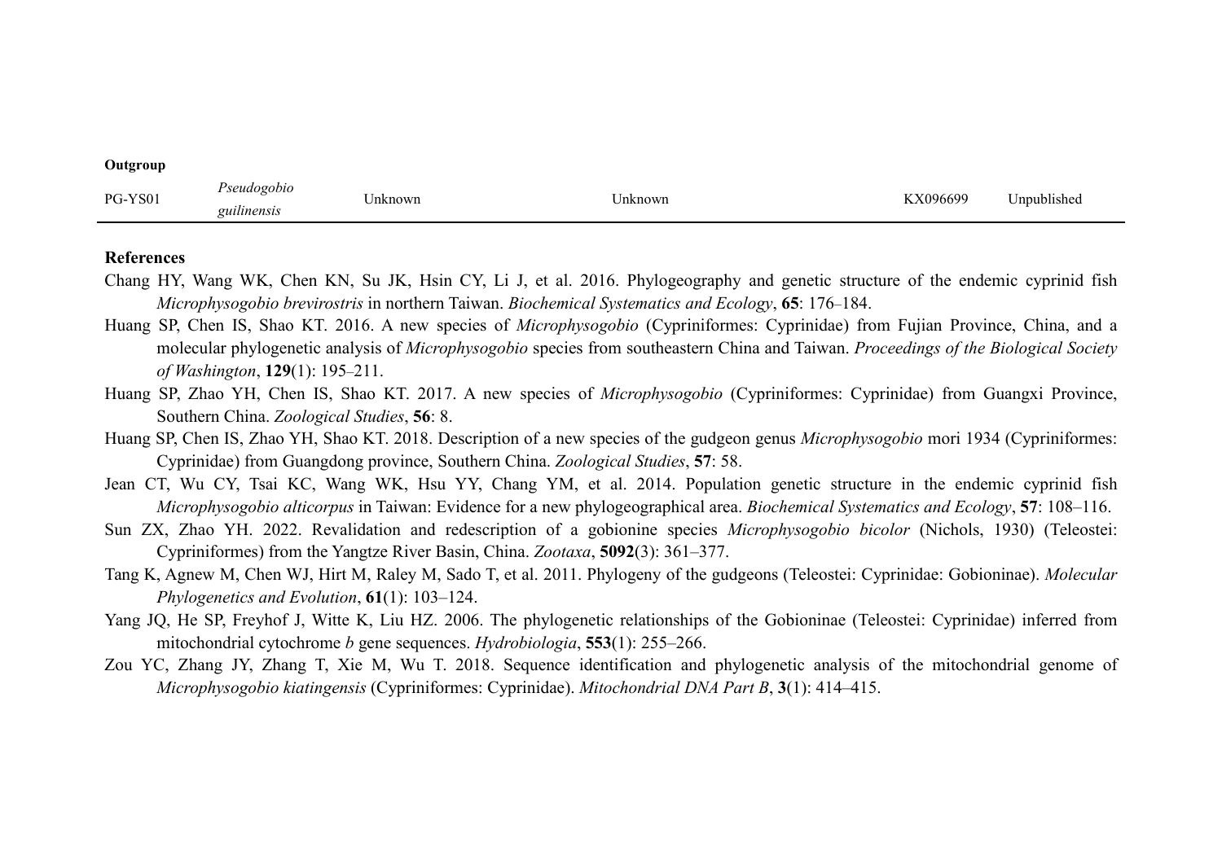| | | | | | |
|---|---|---|---|---|---|
| **Outgroup** | | | | | |
| PG-YS01 | *Pseudogobio guilinensis* | Unknown | Unknown | KX096699 | Unpublished |

**References**

Chang HY, Wang WK, Chen KN, Su JK, Hsin CY, Li J, et al. 2016. Phylogeography and genetic structure of the endemic cyprinid fish *Microphysogobio brevirostris* in northern Taiwan. *Biochemical Systematics and Ecology*, **65**: 176–184.

Huang SP, Chen IS, Shao KT. 2016. A new species of *Microphysogobio* (Cypriniformes: Cyprinidae) from Fujian Province, China, and a molecular phylogenetic analysis of *Microphysogobio* species from southeastern China and Taiwan. *Proceedings of the Biological Society of Washington*, **129**(1): 195–211.

Huang SP, Zhao YH, Chen IS, Shao KT. 2017. A new species of *Microphysogobio* (Cypriniformes: Cyprinidae) from Guangxi Province, Southern China. *Zoological Studies*, **56**: 8.

Huang SP, Chen IS, Zhao YH, Shao KT. 2018. Description of a new species of the gudgeon genus *Microphysogobio* mori 1934 (Cypriniformes: Cyprinidae) from Guangdong province, Southern China. *Zoological Studies*, **57**: 58.

Jean CT, Wu CY, Tsai KC, Wang WK, Hsu YY, Chang YM, et al. 2014. Population genetic structure in the endemic cyprinid fish *Microphysogobio alticorpus* in Taiwan: Evidence for a new phylogeographical area. *Biochemical Systematics and Ecology*, **57**: 108–116.

Sun ZX, Zhao YH. 2022. Revalidation and redescription of a gobionine species *Microphysogobio bicolor* (Nichols, 1930) (Teleostei: Cypriniformes) from the Yangtze River Basin, China. *Zootaxa*, **5092**(3): 361–377.

Tang K, Agnew M, Chen WJ, Hirt M, Raley M, Sado T, et al. 2011. Phylogeny of the gudgeons (Teleostei: Cyprinidae: Gobioninae). *Molecular Phylogenetics and Evolution*, **61**(1): 103–124.

Yang JQ, He SP, Freyhof J, Witte K, Liu HZ. 2006. The phylogenetic relationships of the Gobioninae (Teleostei: Cyprinidae) inferred from mitochondrial cytochrome *b* gene sequences. *Hydrobiologia*, **553**(1): 255–266.

Zou YC, Zhang JY, Zhang T, Xie M, Wu T. 2018. Sequence identification and phylogenetic analysis of the mitochondrial genome of *Microphysogobio kiatingensis* (Cypriniformes: Cyprinidae). *Mitochondrial DNA Part B*, **3**(1): 414–415.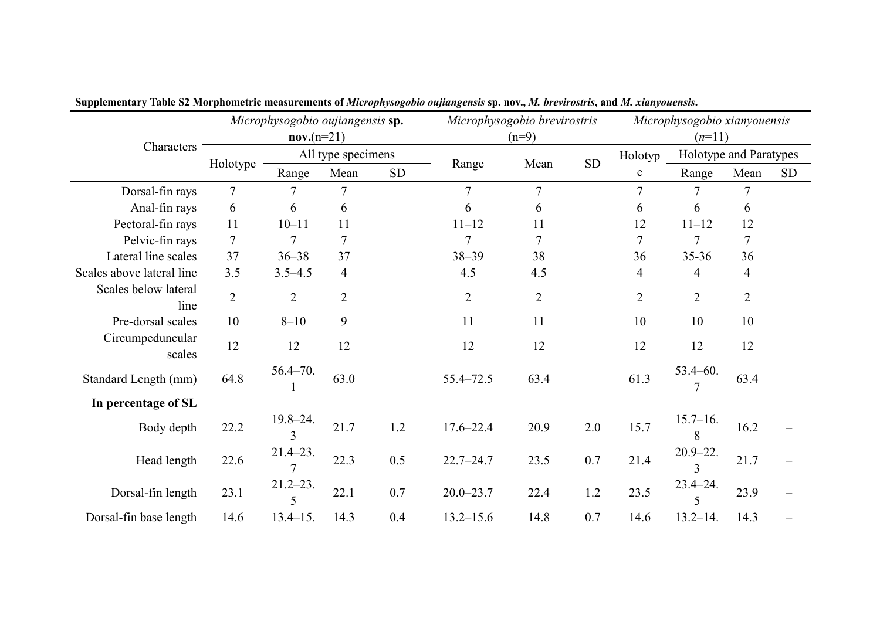**Supplementary Table S2 Morphometric measurements of *Microphysogobio oujiangensis* sp. nov., *M. brevirostris*, and *M. xianyouensis*.**

| Characters | *Microphysogobio oujiangensis* **sp. nov.**(n=21) | | | | *Microphysogobio brevirostris* (n=9) | | | *Microphysogobio xianyouensis* (*n*=11) | | | |
|---|---|---|---|---|---|---|---|---|---|---|---|
| | Holotype | All type specimens | | | Range | Mean | SD | Holotype | Holotype and Paratypes | | |
| | | Range | Mean | SD | | | | | Range | Mean | SD |
| Dorsal-fin rays | 7 | 7 | 7 | | 7 | 7 | | 7 | 7 | 7 | |
| Anal-fin rays | 6 | 6 | 6 | | 6 | 6 | | 6 | 6 | 6 | |
| Pectoral-fin rays | 11 | 10–11 | 11 | | 11–12 | 11 | | 12 | 11–12 | 12 | |
| Pelvic-fin rays | 7 | 7 | 7 | | 7 | 7 | | 7 | 7 | 7 | |
| Lateral line scales | 37 | 36–38 | 37 | | 38–39 | 38 | | 36 | 35-36 | 36 | |
| Scales above lateral line | 3.5 | 3.5–4.5 | 4 | | 4.5 | 4.5 | | 4 | 4 | 4 | |
| Scales below lateral line | 2 | 2 | 2 | | 2 | 2 | | 2 | 2 | 2 | |
| Pre-dorsal scales | 10 | 8–10 | 9 | | 11 | 11 | | 10 | 10 | 10 | |
| Circumpeduncular scales | 12 | 12 | 12 | | 12 | 12 | | 12 | 12 | 12 | |
| Standard Length (mm) | 64.8 | 56.4–70.1 | 63.0 | | 55.4–72.5 | 63.4 | | 61.3 | 53.4–60.7 | 63.4 | |
| **In percentage of SL** | | | | | | | | | | | |
| Body depth | 22.2 | 19.8–24.3 | 21.7 | 1.2 | 17.6–22.4 | 20.9 | 2.0 | 15.7 | 15.7–16.8 | 16.2 | – |
| Head length | 22.6 | 21.4–23.7 | 22.3 | 0.5 | 22.7–24.7 | 23.5 | 0.7 | 21.4 | 20.9–22.3 | 21.7 | – |
| Dorsal-fin length | 23.1 | 21.2–23.5 | 22.1 | 0.7 | 20.0–23.7 | 22.4 | 1.2 | 23.5 | 23.4–24.5 | 23.9 | – |
| Dorsal-fin base length | 14.6 | 13.4–15. | 14.3 | 0.4 | 13.2–15.6 | 14.8 | 0.7 | 14.6 | 13.2–14. | 14.3 | – |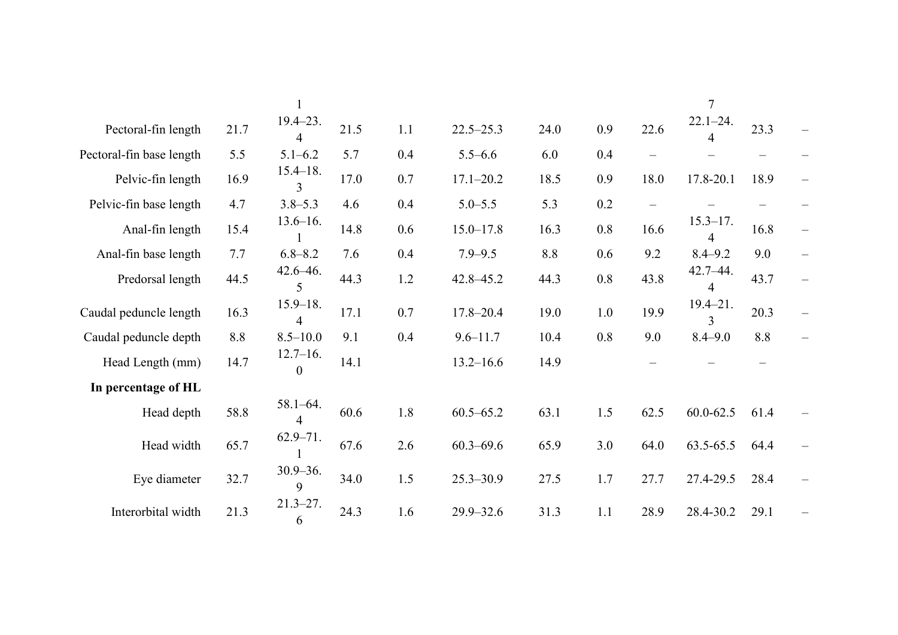| | | | | | | | | | | | | |
|---|---|---|---|---|---|---|---|---|---|---|---|---|
| Pectoral-fin length | 21.7 | 19.4–23.4 | 21.5 | 1.1 | 22.5–25.3 | 24.0 | 0.9 | 22.6 | 22.1–24.4 | 23.3 | – |
| Pectoral-fin base length | 5.5 | 5.1–6.2 | 5.7 | 0.4 | 5.5–6.6 | 6.0 | 0.4 | – | – | – | – |
| Pelvic-fin length | 16.9 | 15.4–18.3 | 17.0 | 0.7 | 17.1–20.2 | 18.5 | 0.9 | 18.0 | 17.8-20.1 | 18.9 | – |
| Pelvic-fin base length | 4.7 | 3.8–5.3 | 4.6 | 0.4 | 5.0–5.5 | 5.3 | 0.2 | – | – | – | – |
| Anal-fin length | 15.4 | 13.6–16.1 | 14.8 | 0.6 | 15.0–17.8 | 16.3 | 0.8 | 16.6 | 15.3–17.4 | 16.8 | – |
| Anal-fin base length | 7.7 | 6.8–8.2 | 7.6 | 0.4 | 7.9–9.5 | 8.8 | 0.6 | 9.2 | 8.4–9.2 | 9.0 | – |
| Predorsal length | 44.5 | 42.6–46.5 | 44.3 | 1.2 | 42.8–45.2 | 44.3 | 0.8 | 43.8 | 42.7–44.4 | 43.7 | – |
| Caudal peduncle length | 16.3 | 15.9–18.4 | 17.1 | 0.7 | 17.8–20.4 | 19.0 | 1.0 | 19.9 | 19.4–21.3 | 20.3 | – |
| Caudal peduncle depth | 8.8 | 8.5–10.0 | 9.1 | 0.4 | 9.6–11.7 | 10.4 | 0.8 | 9.0 | 8.4–9.0 | 8.8 | – |
| Head Length (mm) | 14.7 | 12.7–16.0 | 14.1 | | 13.2–16.6 | 14.9 | | – | – | – | |
| **In percentage of HL** | | | | | | | | | | | |
| Head depth | 58.8 | 58.1–64.4 | 60.6 | 1.8 | 60.5–65.2 | 63.1 | 1.5 | 62.5 | 60.0-62.5 | 61.4 | – |
| Head width | 65.7 | 62.9–71.1 | 67.6 | 2.6 | 60.3–69.6 | 65.9 | 3.0 | 64.0 | 63.5-65.5 | 64.4 | – |
| Eye diameter | 32.7 | 30.9–36.9 | 34.0 | 1.5 | 25.3–30.9 | 27.5 | 1.7 | 27.7 | 27.4-29.5 | 28.4 | – |
| Interorbital width | 21.3 | 21.3–27.6 | 24.3 | 1.6 | 29.9–32.6 | 31.3 | 1.1 | 28.9 | 28.4-30.2 | 29.1 | – |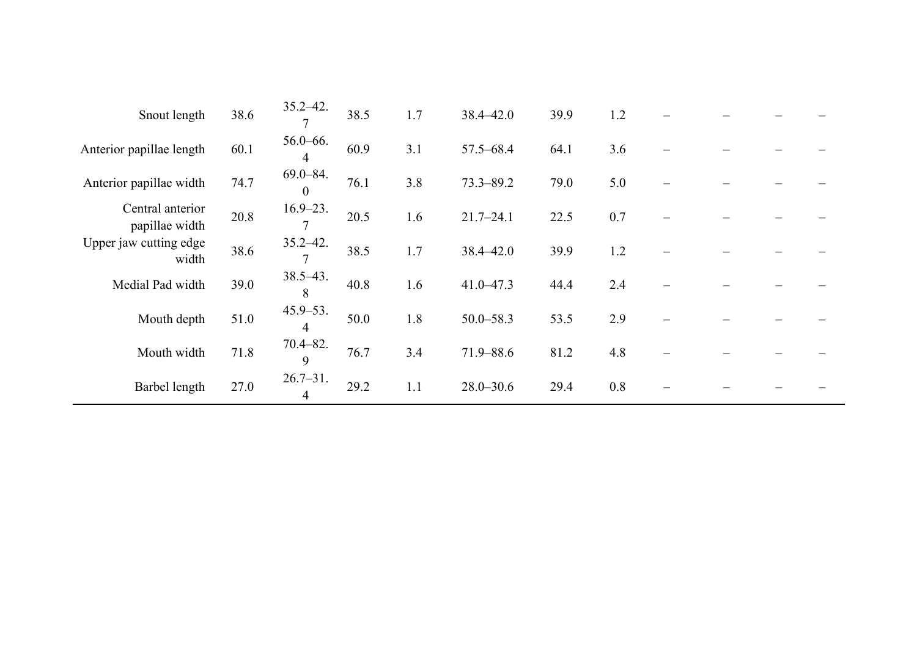| | | | | | | | | | | | |
|---|---|---|---|---|---|---|---|---|---|---|---|
| Snout length | 38.6 | 35.2–42.7 | 38.5 | 1.7 | 38.4–42.0 | 39.9 | 1.2 | – | – | – | – |
| Anterior papillae length | 60.1 | 56.0–66.4 | 60.9 | 3.1 | 57.5–68.4 | 64.1 | 3.6 | – | – | – | – |
| Anterior papillae width | 74.7 | 69.0–84.0 | 76.1 | 3.8 | 73.3–89.2 | 79.0 | 5.0 | – | – | – | – |
| Central anterior papillae width | 20.8 | 16.9–23.7 | 20.5 | 1.6 | 21.7–24.1 | 22.5 | 0.7 | – | – | – | – |
| Upper jaw cutting edge width | 38.6 | 35.2–42.7 | 38.5 | 1.7 | 38.4–42.0 | 39.9 | 1.2 | – | – | – | – |
| Medial Pad width | 39.0 | 38.5–43.8 | 40.8 | 1.6 | 41.0–47.3 | 44.4 | 2.4 | – | – | – | – |
| Mouth depth | 51.0 | 45.9–53.4 | 50.0 | 1.8 | 50.0–58.3 | 53.5 | 2.9 | – | – | – | – |
| Mouth width | 71.8 | 70.4–82.9 | 76.7 | 3.4 | 71.9–88.6 | 81.2 | 4.8 | – | – | – | – |
| Barbel length | 27.0 | 26.7–31.4 | 29.2 | 1.1 | 28.0–30.6 | 29.4 | 0.8 | – | – | – | – |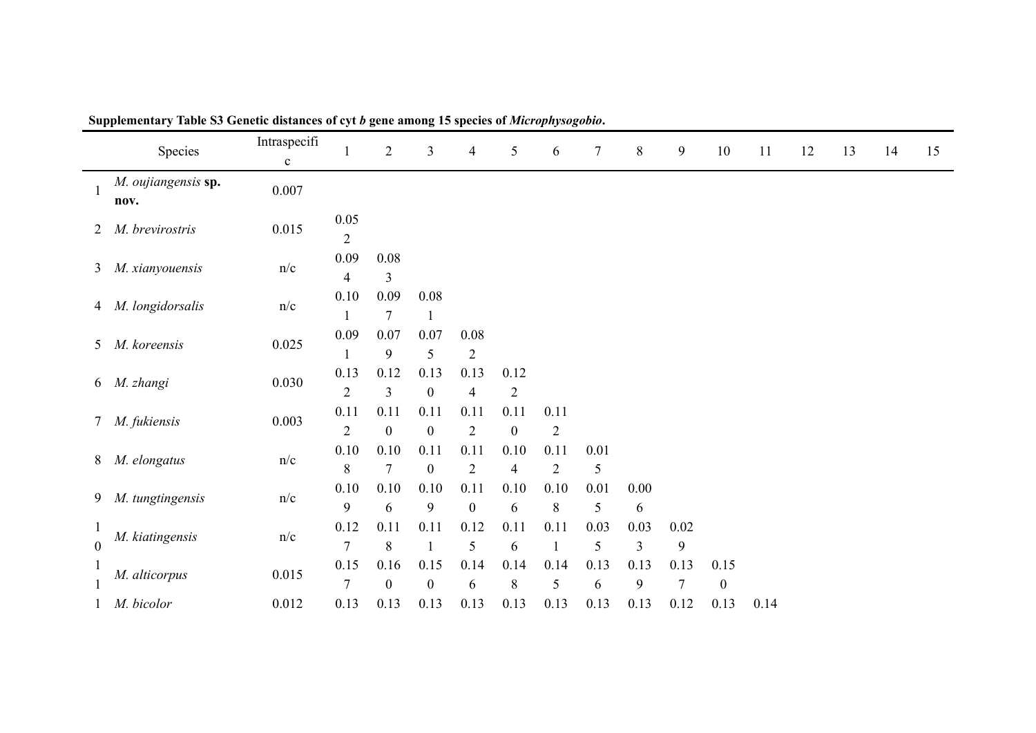**Supplementary Table S3 Genetic distances of cyt *b* gene among 15 species of *Microphysogobio*.**

| | Species | Intraspecific | 1 | 2 | 3 | 4 | 5 | 6 | 7 | 8 | 9 | 10 | 11 | 12 | 13 | 14 | 15 |
|---|---|---|---|---|---|---|---|---|---|---|---|---|---|---|---|---|---|
| 1 | *M. oujiangensis* **sp. nov.** | 0.007 | | | | | | | | | | | | | | | |
| 2 | *M. brevirostris* | 0.015 | 0.052 | | | | | | | | | | | | | | |
| 3 | *M. xianyouensis* | n/c | 0.094 | 0.083 | | | | | | | | | | | | | |
| 4 | *M. longidorsalis* | n/c | 0.101 | 0.097 | 0.081 | | | | | | | | | | | | |
| 5 | *M. koreensis* | 0.025 | 0.091 | 0.079 | 0.075 | 0.082 | | | | | | | | | | | |
| 6 | *M. zhangi* | 0.030 | 0.132 | 0.123 | 0.130 | 0.134 | 0.122 | | | | | | | | | | |
| 7 | *M. fukiensis* | 0.003 | 0.112 | 0.110 | 0.110 | 0.112 | 0.110 | 0.112 | | | | | | | | | |
| 8 | *M. elongatus* | n/c | 0.108 | 0.107 | 0.110 | 0.112 | 0.104 | 0.112 | 0.015 | | | | | | | | |
| 9 | *M. tungtingensis* | n/c | 0.109 | 0.106 | 0.109 | 0.110 | 0.106 | 0.108 | 0.015 | 0.006 | | | | | | | |
| 10 | *M. kiatingensis* | n/c | 0.127 | 0.118 | 0.111 | 0.125 | 0.116 | 0.111 | 0.035 | 0.033 | 0.029 | | | | | | |
| 11 | *M. alticorpus* | 0.015 | 0.157 | 0.160 | 0.150 | 0.146 | 0.148 | 0.145 | 0.136 | 0.139 | 0.137 | 0.150 | | | | | |
| 1 | *M. bicolor* | 0.012 | 0.13 | 0.13 | 0.13 | 0.13 | 0.13 | 0.13 | 0.13 | 0.13 | 0.12 | 0.13 | 0.14 | | | | |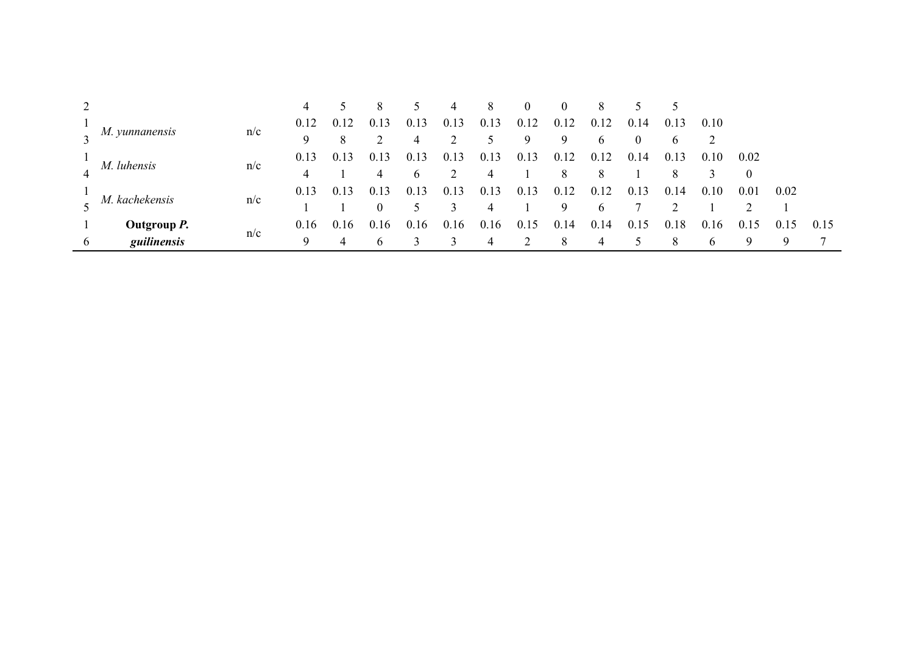| | | | | | | | | | | | | | | | | | |
|---|---|---|---|---|---|---|---|---|---|---|---|---|---|---|---|---|---|
| 2 | | | 4 | 5 | 8 | 5 | 4 | 8 | 0 | 0 | 8 | 5 | 5 | | | | |
| 13 | *M. yunnanensis* | n/c | 0.129 | 0.128 | 0.132 | 0.134 | 0.132 | 0.135 | 0.129 | 0.129 | 0.126 | 0.140 | 0.136 | 0.102 | | | |
| 14 | *M. luhensis* | n/c | 0.134 | 0.131 | 0.134 | 0.136 | 0.132 | 0.134 | 0.131 | 0.128 | 0.128 | 0.141 | 0.138 | 0.103 | 0.020 | | |
| 15 | *M. kachekensis* | n/c | 0.131 | 0.131 | 0.130 | 0.135 | 0.133 | 0.134 | 0.131 | 0.129 | 0.126 | 0.137 | 0.142 | 0.101 | 0.012 | 0.021 | |
| 16 | **Outgroup *P. guilinensis*** | n/c | 0.169 | 0.164 | 0.166 | 0.163 | 0.163 | 0.164 | 0.152 | 0.148 | 0.144 | 0.155 | 0.188 | 0.166 | 0.159 | 0.159 | 0.157 |